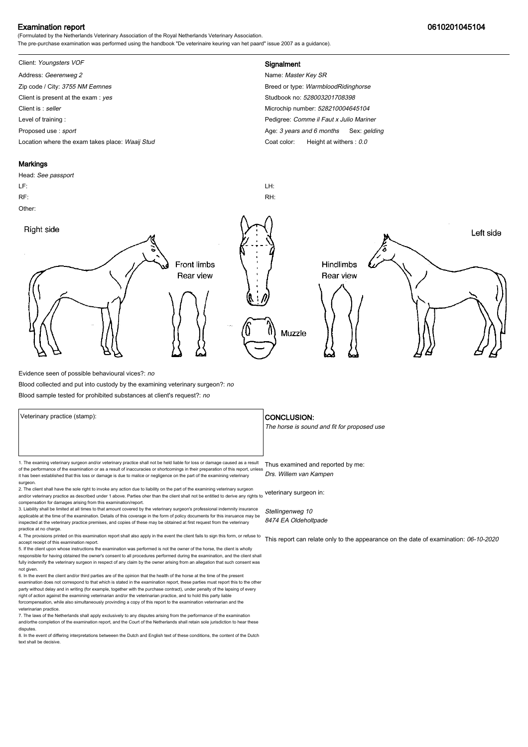# Examination report

**0610201045104**

(Formulated by the Netherlands Veterinary Association of the Royal Netherlands Veterinary Association.
The pre-purchase examination was performed using the handbook "De veterinaire keuring van het paard" issue 2007 as a guidance).

Client: *Youngsters VOF*
Address: *Geerenweg 2*
Zip code / City: *3755 NM Eemnes*
Client is present at the exam : *yes*
Client is : *seller*
Level of training :
Proposed use : *sport*
Location where the exam takes place: *Waaij Stud*

## Signalment

Name: *Master Key SR*
Breed or type: *WarmbloodRidinghorse*
Studbook no: *528003201708398*
Microchip number: *528210004645104*
Pedigree: *Comme il Faut x Julio Mariner*
Age: *3 years and 6 months* Sex: *gelding*
Coat color: Height at withers : *0.0*

## Markings

Head: *See passport*
LF:
RF:
Other:
LH:
RH:

Right side

Front limbs
Rear view

Muzzle

Hindlimbs
Rear view

Left side

Evidence seen of possible behavioural vices?: *no*
Blood collected and put into custody by the examining veterinary surgeon?: *no*
Blood sample tested for prohibited substances at client's request?: *no*

Veterinary practice (stamp):

## CONCLUSION:

*The horse is sound and fit for proposed use*

1. The examing veterinary surgeon and/or veterinary practice shall not be held liable for loss or damage caused as a result of the performance of the examination or as a result of inaccuracies or shortcomings in their preparation of this report, unless it has been established that this loss or damage is due to malice or negligence on the part of the examining veterinary surgeon.
2. The client shall have the sole right to invoke any action due to liability on the part of the examining veterinary surgeon and/or veterinary practice as described under 1 above. Parties oher than the client shall not be entitled to derive any rights to compensation for damages arising from this examination/report.
3. Liability shall be limited at all times to that amount covered by the veterinary surgeon's professional indemnity insurance applicable at the time of the examination. Details of this coverage in the form of policy documents for this insruance may be inspected at the veterinary practice premises, and copies of these may be obtained at first request from the veterinary practice at no charge.
4. The provisions printed on this examination report shall also apply in the event the client fails to sign this form, or refuse to accept receipt of this examination report.
5. If the client upon whose instructions the examination was performed is not the owner of the horse, the client is wholly responsible for having obtained the owner's consent to all procedures performed during the examination, and the client shall fully indemnify the veterinary surgeon in respect of any claim by the owner arising from an allegation that such consent was not given.
6. In the event the client and/or third parties are of the opinion that the health of the horse at the time of the present examination does not correspond to that which is stated in the examination report, these parties must report this to the other party without delay and in writing (for example, together with the purchase contract), under penalty of the lapsing of every right of action against the examining veterinarian and/or the veterinarian practice, and to hold this party liable forcompensation, while also simultaneously provinding a copy of this report to the examination veterinarian and the veterinarian practice.
7. The laws of the Netherlands shall apply exclusively to any disputes arising from the performance of the examination and/orthe completion of the examination report, and the Court of the Netherlands shall retain sole jurisdiction to hear these disputes.
8. In the event of differing interpretations betweeen the Dutch and English text of these conditions, the content of the Dutch text shall be decisive.

Thus examined and reported by me:
*Drs. Willem van Kampen*

veterinary surgeon in:

*Stellingenweg 10*
*8474 EA Oldeholtpade*

This report can relate only to the appearance on the date of examination: *06-10-2020*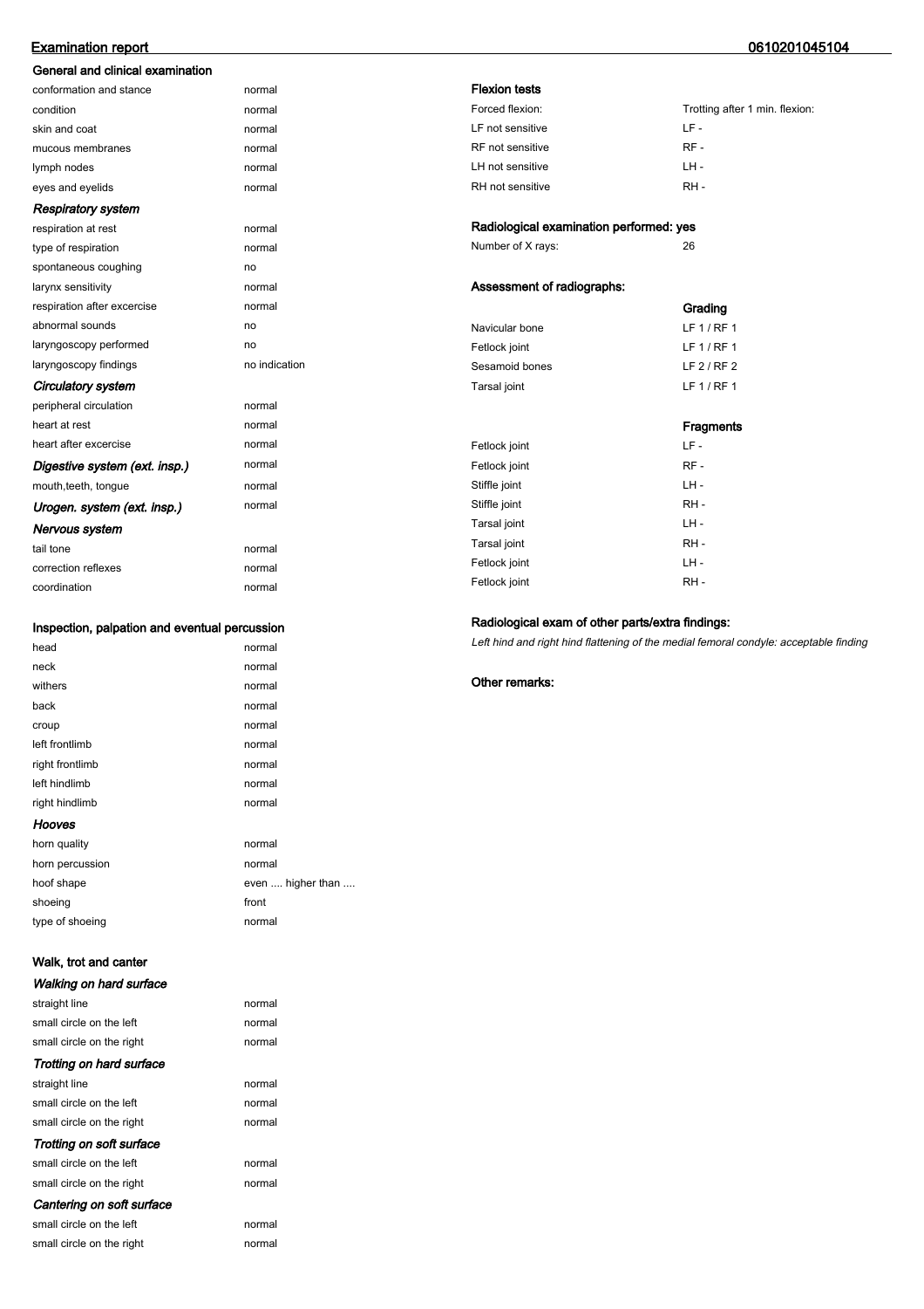## Examination report

0610201045104

### General and clinical examination

| | |
|---|---|
| conformation and stance | normal |
| condition | normal |
| skin and coat | normal |
| mucous membranes | normal |
| lymph nodes | normal |
| eyes and eyelids | normal |

***Respiratory system***

| | |
|---|---|
| respiration at rest | normal |
| type of respiration | normal |
| spontaneous coughing | no |
| larynx sensitivity | normal |
| respiration after excercise | normal |
| abnormal sounds | no |
| laryngoscopy performed | no |
| laryngoscopy findings | no indication |

***Circulatory system***

| | |
|---|---|
| peripheral circulation | normal |
| heart at rest | normal |
| heart after excercise | normal |

| | |
|---|---|
| ***Digestive system (ext. insp.)*** | normal |
| mouth,teeth, tongue | normal |
| ***Urogen. system (ext. insp.)*** | normal |

***Nervous system***

| | |
|---|---|
| tail tone | normal |
| correction reflexes | normal |
| coordination | normal |

### Inspection, palpation and eventual percussion

| | |
|---|---|
| head | normal |
| neck | normal |
| withers | normal |
| back | normal |
| croup | normal |
| left frontlimb | normal |
| right frontlimb | normal |
| left hindlimb | normal |
| right hindlimb | normal |

***Hooves***

| | |
|---|---|
| horn quality | normal |
| horn percussion | normal |
| hoof shape | even .... higher than .... |
| shoeing | front |
| type of shoeing | normal |

### Walk, trot and canter

***Walking on hard surface***

| | |
|---|---|
| straight line | normal |
| small circle on the left | normal |
| small circle on the right | normal |

***Trotting on hard surface***

| | |
|---|---|
| straight line | normal |
| small circle on the left | normal |
| small circle on the right | normal |

***Trotting on soft surface***

| | |
|---|---|
| small circle on the left | normal |
| small circle on the right | normal |

***Cantering on soft surface***

| | |
|---|---|
| small circle on the left | normal |
| small circle on the right | normal |

### Flexion tests

| Forced flexion: | Trotting after 1 min. flexion: |
|---|---|
| LF not sensitive | LF - |
| RF not sensitive | RF - |
| LH not sensitive | LH - |
| RH not sensitive | RH - |

### Radiological examination performed: yes

| | |
|---|---|
| Number of X rays: | 26 |

### Assessment of radiographs:

| | Grading |
|---|---|
| Navicular bone | LF 1 / RF 1 |
| Fetlock joint | LF 1 / RF 1 |
| Sesamoid bones | LF 2 / RF 2 |
| Tarsal joint | LF 1 / RF 1 |

| | Fragments |
|---|---|
| Fetlock joint | LF - |
| Fetlock joint | RF - |
| Stiffle joint | LH - |
| Stiffle joint | RH - |
| Tarsal joint | LH - |
| Tarsal joint | RH - |
| Fetlock joint | LH - |
| Fetlock joint | RH - |

### Radiological exam of other parts/extra findings:

*Left hind and right hind flattening of the medial femoral condyle: acceptable finding*

### Other remarks: